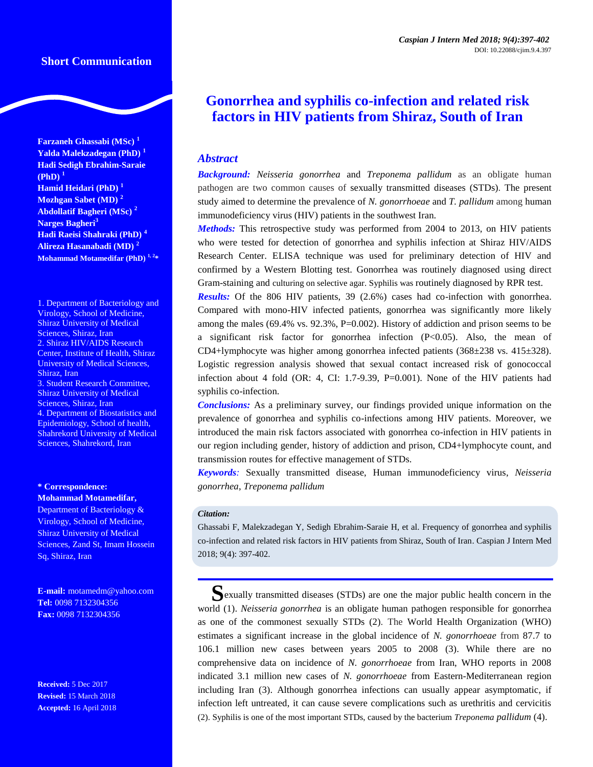Short Communication

# Gonorrhea and syphilis co-infection and related risk factors in HIV patients from Shiraz, South of Iran

**Farzaneh Ghassabi (MSc)** [1]
**Yalda Malekzadegan (PhD)** [1]
**Hadi Sedigh Ebrahim-Saraie (PhD)** [1]
**Hamid Heidari (PhD)** [1]
**Mozhgan Sabet (MD)** [2]
**Abdollatif Bagheri (MSc)** [2]
**Narges Bagheri** [3]
**Hadi Raeisi Shahraki (PhD)** [4]
**Alireza Hasanabadi (MD)** [2]
**Mohammad Motamedifar (PhD)** [1, 2*]

1. Department of Bacteriology and Virology, School of Medicine, Shiraz University of Medical Sciences, Shiraz, Iran
2. Shiraz HIV/AIDS Research Center, Institute of Health, Shiraz University of Medical Sciences, Shiraz, Iran
3. Student Research Committee, Shiraz University of Medical Sciences, Shiraz, Iran
4. Department of Biostatistics and Epidemiology, School of health, Shahrekord University of Medical Sciences, Shahrekord, Iran

**\* Correspondence:**
**Mohammad Motamedifar,**
Department of Bacteriology & Virology, School of Medicine, Shiraz University of Medical Sciences, Zand St, Imam Hossein Sq, Shiraz, Iran

**E-mail:** motamedm@yahoo.com
**Tel:** 0098 7132304356
**Fax:** 0098 7132304356

**Received:** 5 Dec 2017
**Revised:** 15 March 2018
**Accepted:** 16 April 2018

## Abstract

***Background:*** *Neisseria gonorrhea* and *Treponema pallidum* as an obligate human pathogen are two common causes of sexually transmitted diseases (STDs). The present study aimed to determine the prevalence of *N. gonorrhoeae* and *T. pallidum* among human immunodeficiency virus (HIV) patients in the southwest Iran.

***Methods:*** This retrospective study was performed from 2004 to 2013, on HIV patients who were tested for detection of gonorrhea and syphilis infection at Shiraz HIV/AIDS Research Center. ELISA technique was used for preliminary detection of HIV and confirmed by a Western Blotting test. Gonorrhea was routinely diagnosed using direct Gram-staining and culturing on selective agar. Syphilis was routinely diagnosed by RPR test.

***Results:*** Of the 806 HIV patients, 39 (2.6%) cases had co-infection with gonorrhea. Compared with mono-HIV infected patients, gonorrhea was significantly more likely among the males (69.4% vs. 92.3%, P=0.002). History of addiction and prison seems to be a significant risk factor for gonorrhea infection (P<0.05). Also, the mean of CD4+lymphocyte was higher among gonorrhea infected patients (368±238 vs. 415±328). Logistic regression analysis showed that sexual contact increased risk of gonococcal infection about 4 fold (OR: 4, CI: 1.7-9.39, P=0.001). None of the HIV patients had syphilis co-infection.

***Conclusions:*** As a preliminary survey, our findings provided unique information on the prevalence of gonorrhea and syphilis co-infections among HIV patients. Moreover, we introduced the main risk factors associated with gonorrhea co-infection in HIV patients in our region including gender, history of addiction and prison, CD4+lymphocyte count, and transmission routes for effective management of STDs.

***Keywords:*** Sexually transmitted disease, Human immunodeficiency virus, *Neisseria gonorrhea*, *Treponema pallidum*

***Citation:***
Ghassabi F, Malekzadegan Y, Sedigh Ebrahim-Saraie H, et al. Frequency of gonorrhea and syphilis co-infection and related risk factors in HIV patients from Shiraz, South of Iran. Caspian J Intern Med 2018; 9(4): 397-402.

Sexually transmitted diseases (STDs) are one the major public health concern in the world (1). *Neisseria gonorrhea* is an obligate human pathogen responsible for gonorrhea as one of the commonest sexually STDs (2). The World Health Organization (WHO) estimates a significant increase in the global incidence of *N. gonorrhoeae* from 87.7 to 106.1 million new cases between years 2005 to 2008 (3). While there are no comprehensive data on incidence of *N. gonorrhoeae* from Iran, WHO reports in 2008 indicated 3.1 million new cases of *N. gonorrhoeae* from Eastern-Mediterranean region including Iran (3). Although gonorrhea infections can usually appear asymptomatic, if infection left untreated, it can cause severe complications such as urethritis and cervicitis (2). Syphilis is one of the most important STDs, caused by the bacterium *Treponema pallidum* (4).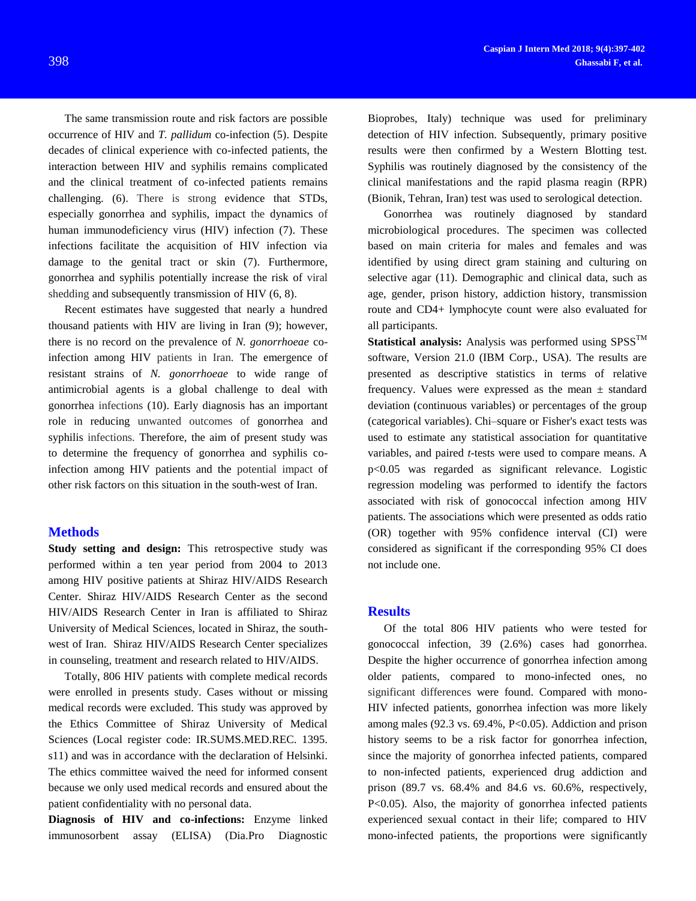The same transmission route and risk factors are possible occurrence of HIV and *T. pallidum* co-infection (5). Despite decades of clinical experience with co-infected patients, the interaction between HIV and syphilis remains complicated and the clinical treatment of co-infected patients remains challenging. (6). There is strong evidence that STDs, especially gonorrhea and syphilis, impact the dynamics of human immunodeficiency virus (HIV) infection (7). These infections facilitate the acquisition of HIV infection via damage to the genital tract or skin (7). Furthermore, gonorrhea and syphilis potentially increase the risk of viral shedding and subsequently transmission of HIV (6, 8).

Recent estimates have suggested that nearly a hundred thousand patients with HIV are living in Iran (9); however, there is no record on the prevalence of *N. gonorrhoeae* co-infection among HIV patients in Iran. The emergence of resistant strains of *N. gonorrhoeae* to wide range of antimicrobial agents is a global challenge to deal with gonorrhea infections (10). Early diagnosis has an important role in reducing unwanted outcomes of gonorrhea and syphilis infections. Therefore, the aim of present study was to determine the frequency of gonorrhea and syphilis co-infection among HIV patients and the potential impact of other risk factors on this situation in the south-west of Iran.

## Methods

**Study setting and design:** This retrospective study was performed within a ten year period from 2004 to 2013 among HIV positive patients at Shiraz HIV/AIDS Research Center. Shiraz HIV/AIDS Research Center as the second HIV/AIDS Research Center in Iran is affiliated to Shiraz University of Medical Sciences, located in Shiraz, the south-west of Iran. Shiraz HIV/AIDS Research Center specializes in counseling, treatment and research related to HIV/AIDS.

Totally, 806 HIV patients with complete medical records were enrolled in presents study. Cases without or missing medical records were excluded. This study was approved by the Ethics Committee of Shiraz University of Medical Sciences (Local register code: IR.SUMS.MED.REC. 1395. s11) and was in accordance with the declaration of Helsinki. The ethics committee waived the need for informed consent because we only used medical records and ensured about the patient confidentiality with no personal data.

**Diagnosis of HIV and co-infections:** Enzyme linked immunosorbent assay (ELISA) (Dia.Pro Diagnostic Bioprobes, Italy) technique was used for preliminary detection of HIV infection. Subsequently, primary positive results were then confirmed by a Western Blotting test. Syphilis was routinely diagnosed by the consistency of the clinical manifestations and the rapid plasma reagin (RPR) (Bionik, Tehran, Iran) test was used to serological detection.

Gonorrhea was routinely diagnosed by standard microbiological procedures. The specimen was collected based on main criteria for males and females and was identified by using direct gram staining and culturing on selective agar (11). Demographic and clinical data, such as age, gender, prison history, addiction history, transmission route and CD4+ lymphocyte count were also evaluated for all participants.

**Statistical analysis:** Analysis was performed using SPSS™ software, Version 21.0 (IBM Corp., USA). The results are presented as descriptive statistics in terms of relative frequency. Values were expressed as the mean ± standard deviation (continuous variables) or percentages of the group (categorical variables). Chi–square or Fisher's exact tests was used to estimate any statistical association for quantitative variables, and paired *t*-tests were used to compare means. A $p<0.05$ was regarded as significant relevance. Logistic regression modeling was performed to identify the factors associated with risk of gonococcal infection among HIV patients. The associations which were presented as odds ratio (OR) together with 95% confidence interval (CI) were considered as significant if the corresponding 95% CI does not include one.

## Results

Of the total 806 HIV patients who were tested for gonococcal infection, 39 (2.6%) cases had gonorrhea. Despite the higher occurrence of gonorrhea infection among older patients, compared to mono-infected ones, no significant differences were found. Compared with mono-HIV infected patients, gonorrhea infection was more likely among males (92.3 vs. 69.4%, $P<0.05$). Addiction and prison history seems to be a risk factor for gonorrhea infection, since the majority of gonorrhea infected patients, compared to non-infected patients, experienced drug addiction and prison (89.7 vs. 68.4% and 84.6 vs. 60.6%, respectively, $P<0.05$). Also, the majority of gonorrhea infected patients experienced sexual contact in their life; compared to HIV mono-infected patients, the proportions were significantly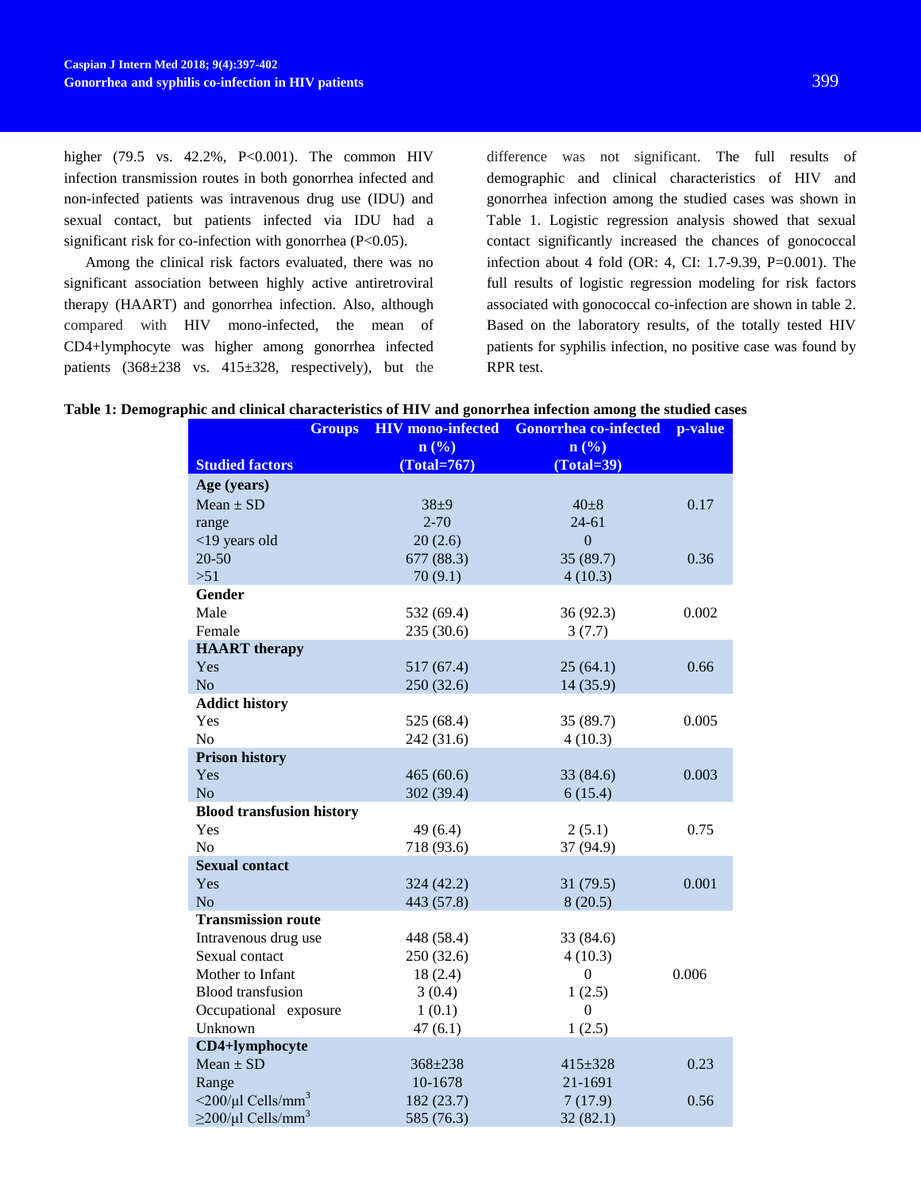higher (79.5 vs. 42.2%, P<0.001). The common HIV infection transmission routes in both gonorrhea infected and non-infected patients was intravenous drug use (IDU) and sexual contact, but patients infected via IDU had a significant risk for co-infection with gonorrhea (P<0.05).

Among the clinical risk factors evaluated, there was no significant association between highly active antiretroviral therapy (HAART) and gonorrhea infection. Also, although compared with HIV mono-infected, the mean of CD4+lymphocyte was higher among gonorrhea infected patients (368±238 vs. 415±328, respectively), but the difference was not significant. The full results of demographic and clinical characteristics of HIV and gonorrhea infection among the studied cases was shown in Table 1. Logistic regression analysis showed that sexual contact significantly increased the chances of gonococcal infection about 4 fold (OR: 4, CI: 1.7-9.39, P=0.001). The full results of logistic regression modeling for risk factors associated with gonococcal co-infection are shown in table 2. Based on the laboratory results, of the totally tested HIV patients for syphilis infection, no positive case was found by RPR test.

**Table 1: Demographic and clinical characteristics of HIV and gonorrhea infection among the studied cases**

| Studied factors / Groups | HIV mono-infected n (%) (Total=767) | Gonorrhea co-infected n (%) (Total=39) | p-value |
|---|---|---|---|
| **Age (years)** | | | |
| Mean ± SD | 38±9 | 40±8 | 0.17 |
| range | 2-70 | 24-61 | |
| <19 years old | 20 (2.6) | 0 | |
| 20-50 | 677 (88.3) | 35 (89.7) | 0.36 |
| >51 | 70 (9.1) | 4 (10.3) | |
| **Gender** | | | |
| Male | 532 (69.4) | 36 (92.3) | 0.002 |
| Female | 235 (30.6) | 3 (7.7) | |
| **HAART therapy** | | | |
| Yes | 517 (67.4) | 25 (64.1) | 0.66 |
| No | 250 (32.6) | 14 (35.9) | |
| **Addict history** | | | |
| Yes | 525 (68.4) | 35 (89.7) | 0.005 |
| No | 242 (31.6) | 4 (10.3) | |
| **Prison history** | | | |
| Yes | 465 (60.6) | 33 (84.6) | 0.003 |
| No | 302 (39.4) | 6 (15.4) | |
| **Blood transfusion history** | | | |
| Yes | 49 (6.4) | 2 (5.1) | 0.75 |
| No | 718 (93.6) | 37 (94.9) | |
| **Sexual contact** | | | |
| Yes | 324 (42.2) | 31 (79.5) | 0.001 |
| No | 443 (57.8) | 8 (20.5) | |
| **Transmission route** | | | |
| Intravenous drug use | 448 (58.4) | 33 (84.6) | |
| Sexual contact | 250 (32.6) | 4 (10.3) | |
| Mother to Infant | 18 (2.4) | 0 | 0.006 |
| Blood transfusion | 3 (0.4) | 1 (2.5) | |
| Occupational exposure | 1 (0.1) | 0 | |
| Unknown | 47 (6.1) | 1 (2.5) | |
| **CD4+lymphocyte** | | | |
| Mean ± SD | 368±238 | 415±328 | 0.23 |
| Range | 10-1678 | 21-1691 | |
| <200/µl Cells/mm$^3$ | 182 (23.7) | 7 (17.9) | 0.56 |
| ≥200/µl Cells/mm$^3$ | 585 (76.3) | 32 (82.1) | |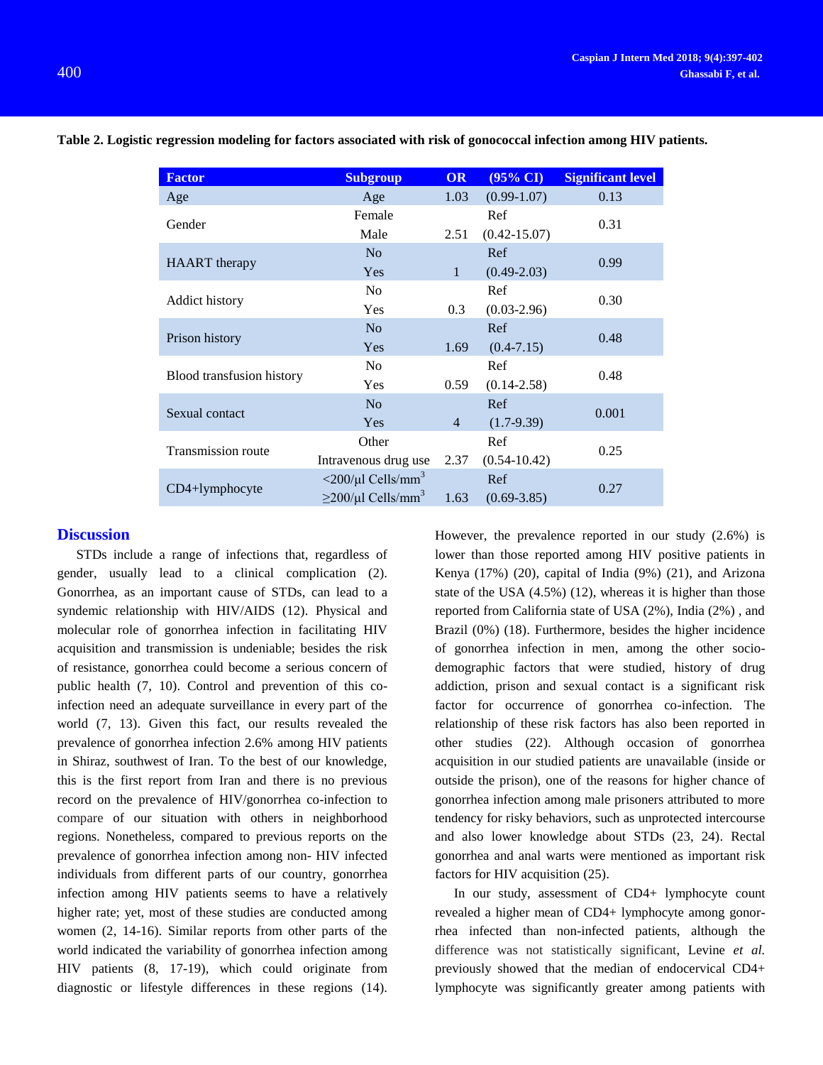**Table 2. Logistic regression modeling for factors associated with risk of gonococcal infection among HIV patients.**

| Factor | Subgroup | OR | (95% CI) | Significant level |
|---|---|---|---|---|
| Age | Age | 1.03 | (0.99-1.07) | 0.13 |
| Gender | Female | | Ref | 0.31 |
| | Male | 2.51 | (0.42-15.07) | |
| HAART therapy | No | | Ref | 0.99 |
| | Yes | 1 | (0.49-2.03) | |
| Addict history | No | | Ref | 0.30 |
| | Yes | 0.3 | (0.03-2.96) | |
| Prison history | No | | Ref | 0.48 |
| | Yes | 1.69 | (0.4-7.15) | |
| Blood transfusion history | No | | Ref | 0.48 |
| | Yes | 0.59 | (0.14-2.58) | |
| Sexual contact | No | | Ref | 0.001 |
| | Yes | 4 | (1.7-9.39) | |
| Transmission route | Other | | Ref | 0.25 |
| | Intravenous drug use | 2.37 | (0.54-10.42) | |
| CD4+lymphocyte | <200/µl Cells/mm$^3$ | | Ref | 0.27 |
| | ≥200/µl Cells/mm$^3$ | 1.63 | (0.69-3.85) | |

## Discussion

STDs include a range of infections that, regardless of gender, usually lead to a clinical complication (2). Gonorrhea, as an important cause of STDs, can lead to a syndemic relationship with HIV/AIDS (12). Physical and molecular role of gonorrhea infection in facilitating HIV acquisition and transmission is undeniable; besides the risk of resistance, gonorrhea could become a serious concern of public health (7, 10). Control and prevention of this co-infection need an adequate surveillance in every part of the world (7, 13). Given this fact, our results revealed the prevalence of gonorrhea infection 2.6% among HIV patients in Shiraz, southwest of Iran. To the best of our knowledge, this is the first report from Iran and there is no previous record on the prevalence of HIV/gonorrhea co-infection to compare of our situation with others in neighborhood regions. Nonetheless, compared to previous reports on the prevalence of gonorrhea infection among non- HIV infected individuals from different parts of our country, gonorrhea infection among HIV patients seems to have a relatively higher rate; yet, most of these studies are conducted among women (2, 14-16). Similar reports from other parts of the world indicated the variability of gonorrhea infection among HIV patients (8, 17-19), which could originate from diagnostic or lifestyle differences in these regions (14). However, the prevalence reported in our study (2.6%) is lower than those reported among HIV positive patients in Kenya (17%) (20), capital of India (9%) (21), and Arizona state of the USA (4.5%) (12), whereas it is higher than those reported from California state of USA (2%), India (2%) , and Brazil (0%) (18). Furthermore, besides the higher incidence of gonorrhea infection in men, among the other socio-demographic factors that were studied, history of drug addiction, prison and sexual contact is a significant risk factor for occurrence of gonorrhea co-infection. The relationship of these risk factors has also been reported in other studies (22). Although occasion of gonorrhea acquisition in our studied patients are unavailable (inside or outside the prison), one of the reasons for higher chance of gonorrhea infection among male prisoners attributed to more tendency for risky behaviors, such as unprotected intercourse and also lower knowledge about STDs (23, 24). Rectal gonorrhea and anal warts were mentioned as important risk factors for HIV acquisition (25).

In our study, assessment of CD4+ lymphocyte count revealed a higher mean of CD4+ lymphocyte among gonorrhea infected than non-infected patients, although the difference was not statistically significant, Levine *et al.* previously showed that the median of endocervical CD4+ lymphocyte was significantly greater among patients with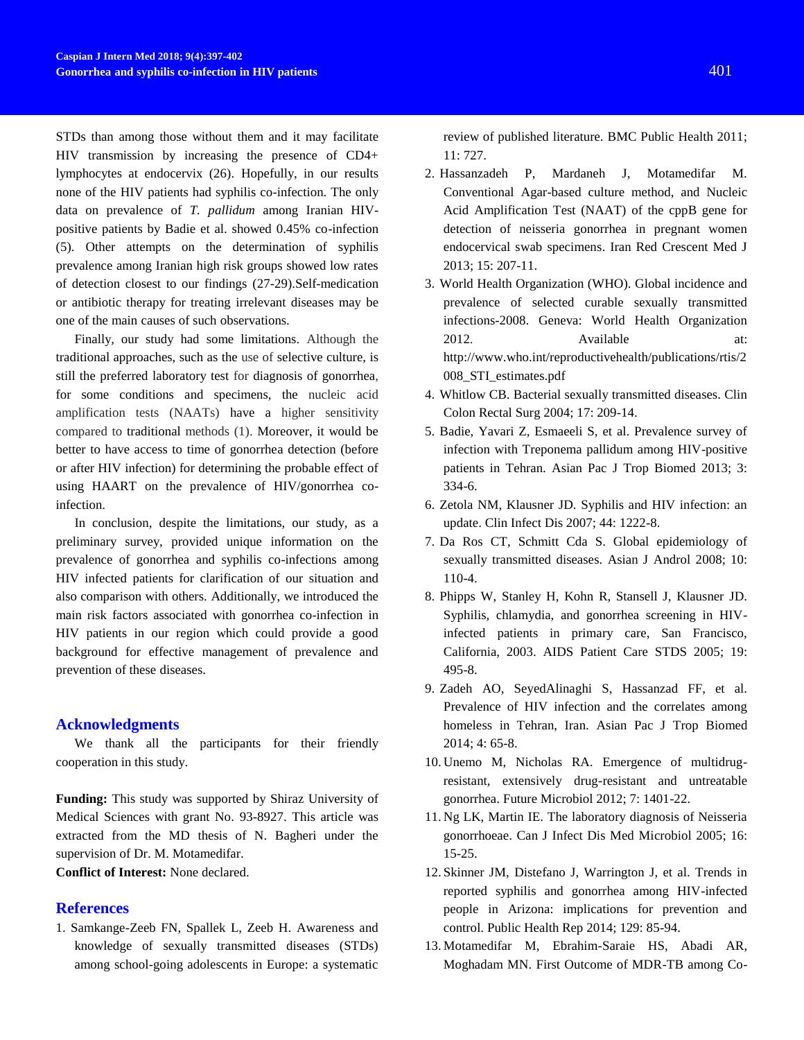STDs than among those without them and it may facilitate HIV transmission by increasing the presence of CD4+ lymphocytes at endocervix (26). Hopefully, in our results none of the HIV patients had syphilis co-infection. The only data on prevalence of *T. pallidum* among Iranian HIV-positive patients by Badie et al. showed 0.45% co-infection (5). Other attempts on the determination of syphilis prevalence among Iranian high risk groups showed low rates of detection closest to our findings (27-29).Self-medication or antibiotic therapy for treating irrelevant diseases may be one of the main causes of such observations.

Finally, our study had some limitations. Although the traditional approaches, such as the use of selective culture, is still the preferred laboratory test for diagnosis of gonorrhea, for some conditions and specimens, the nucleic acid amplification tests (NAATs) have a higher sensitivity compared to traditional methods (1). Moreover, it would be better to have access to time of gonorrhea detection (before or after HIV infection) for determining the probable effect of using HAART on the prevalence of HIV/gonorrhea co-infection.

In conclusion, despite the limitations, our study, as a preliminary survey, provided unique information on the prevalence of gonorrhea and syphilis co-infections among HIV infected patients for clarification of our situation and also comparison with others. Additionally, we introduced the main risk factors associated with gonorrhea co-infection in HIV patients in our region which could provide a good background for effective management of prevalence and prevention of these diseases.

## Acknowledgments

We thank all the participants for their friendly cooperation in this study.

**Funding:** This study was supported by Shiraz University of Medical Sciences with grant No. 93-8927. This article was extracted from the MD thesis of N. Bagheri under the supervision of Dr. M. Motamedifar.

**Conflict of Interest:** None declared.

## References

1. Samkange-Zeeb FN, Spallek L, Zeeb H. Awareness and knowledge of sexually transmitted diseases (STDs) among school-going adolescents in Europe: a systematic review of published literature. BMC Public Health 2011; 11: 727.
2. Hassanzadeh P, Mardaneh J, Motamedifar M. Conventional Agar-based culture method, and Nucleic Acid Amplification Test (NAAT) of the cppB gene for detection of neisseria gonorrhea in pregnant women endocervical swab specimens. Iran Red Crescent Med J 2013; 15: 207-11.
3. World Health Organization (WHO). Global incidence and prevalence of selected curable sexually transmitted infections-2008. Geneva: World Health Organization 2012. Available at: http://www.who.int/reproductivehealth/publications/rtis/2008_STI_estimates.pdf
4. Whitlow CB. Bacterial sexually transmitted diseases. Clin Colon Rectal Surg 2004; 17: 209-14.
5. Badie, Yavari Z, Esmaeeli S, et al. Prevalence survey of infection with Treponema pallidum among HIV-positive patients in Tehran. Asian Pac J Trop Biomed 2013; 3: 334-6.
6. Zetola NM, Klausner JD. Syphilis and HIV infection: an update. Clin Infect Dis 2007; 44: 1222-8.
7. Da Ros CT, Schmitt Cda S. Global epidemiology of sexually transmitted diseases. Asian J Androl 2008; 10: 110-4.
8. Phipps W, Stanley H, Kohn R, Stansell J, Klausner JD. Syphilis, chlamydia, and gonorrhea screening in HIV-infected patients in primary care, San Francisco, California, 2003. AIDS Patient Care STDS 2005; 19: 495-8.
9. Zadeh AO, SeyedAlinaghi S, Hassanzad FF, et al. Prevalence of HIV infection and the correlates among homeless in Tehran, Iran. Asian Pac J Trop Biomed 2014; 4: 65-8.
10. Unemo M, Nicholas RA. Emergence of multidrug-resistant, extensively drug-resistant and untreatable gonorrhea. Future Microbiol 2012; 7: 1401-22.
11. Ng LK, Martin IE. The laboratory diagnosis of Neisseria gonorrhoeae. Can J Infect Dis Med Microbiol 2005; 16: 15-25.
12. Skinner JM, Distefano J, Warrington J, et al. Trends in reported syphilis and gonorrhea among HIV-infected people in Arizona: implications for prevention and control. Public Health Rep 2014; 129: 85-94.
13. Motamedifar M, Ebrahim-Saraie HS, Abadi AR, Moghadam MN. First Outcome of MDR-TB among Co-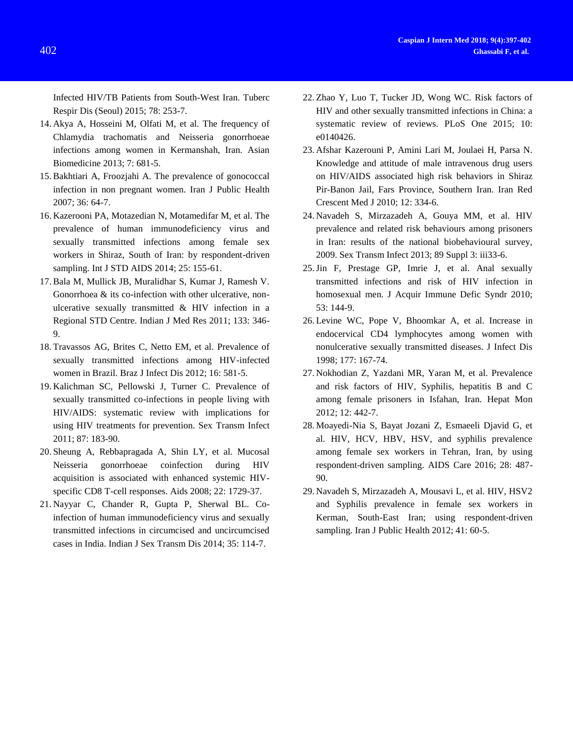Infected HIV/TB Patients from South-West Iran. Tuberc Respir Dis (Seoul) 2015; 78: 253-7.

14. Akya A, Hosseini M, Olfati M, et al. The frequency of Chlamydia trachomatis and Neisseria gonorrhoeae infections among women in Kermanshah, Iran. Asian Biomedicine 2013; 7: 681-5.
15. Bakhtiari A, Froozjahi A. The prevalence of gonococcal infection in non pregnant women. Iran J Public Health 2007; 36: 64-7.
16. Kazerooni PA, Motazedian N, Motamedifar M, et al. The prevalence of human immunodeficiency virus and sexually transmitted infections among female sex workers in Shiraz, South of Iran: by respondent-driven sampling. Int J STD AIDS 2014; 25: 155-61.
17. Bala M, Mullick JB, Muralidhar S, Kumar J, Ramesh V. Gonorrhoea & its co-infection with other ulcerative, non-ulcerative sexually transmitted & HIV infection in a Regional STD Centre. Indian J Med Res 2011; 133: 346-9.
18. Travassos AG, Brites C, Netto EM, et al. Prevalence of sexually transmitted infections among HIV-infected women in Brazil. Braz J Infect Dis 2012; 16: 581-5.
19. Kalichman SC, Pellowski J, Turner C. Prevalence of sexually transmitted co-infections in people living with HIV/AIDS: systematic review with implications for using HIV treatments for prevention. Sex Transm Infect 2011; 87: 183-90.
20. Sheung A, Rebbapragada A, Shin LY, et al. Mucosal Neisseria gonorrhoeae coinfection during HIV acquisition is associated with enhanced systemic HIV-specific CD8 T-cell responses. Aids 2008; 22: 1729-37.
21. Nayyar C, Chander R, Gupta P, Sherwal BL. Co-infection of human immunodeficiency virus and sexually transmitted infections in circumcised and uncircumcised cases in India. Indian J Sex Transm Dis 2014; 35: 114-7.
22. Zhao Y, Luo T, Tucker JD, Wong WC. Risk factors of HIV and other sexually transmitted infections in China: a systematic review of reviews. PLoS One 2015; 10: e0140426.
23. Afshar Kazerouni P, Amini Lari M, Joulaei H, Parsa N. Knowledge and attitude of male intravenous drug users on HIV/AIDS associated high risk behaviors in Shiraz Pir-Banon Jail, Fars Province, Southern Iran. Iran Red Crescent Med J 2010; 12: 334-6.
24. Navadeh S, Mirzazadeh A, Gouya MM, et al. HIV prevalence and related risk behaviours among prisoners in Iran: results of the national biobehavioural survey, 2009. Sex Transm Infect 2013; 89 Suppl 3: iii33-6.
25. Jin F, Prestage GP, Imrie J, et al. Anal sexually transmitted infections and risk of HIV infection in homosexual men. J Acquir Immune Defic Syndr 2010; 53: 144-9.
26. Levine WC, Pope V, Bhoomkar A, et al. Increase in endocervical CD4 lymphocytes among women with nonulcerative sexually transmitted diseases. J Infect Dis 1998; 177: 167-74.
27. Nokhodian Z, Yazdani MR, Yaran M, et al. Prevalence and risk factors of HIV, Syphilis, hepatitis B and C among female prisoners in Isfahan, Iran. Hepat Mon 2012; 12: 442-7.
28. Moayedi-Nia S, Bayat Jozani Z, Esmaeeli Djavid G, et al. HIV, HCV, HBV, HSV, and syphilis prevalence among female sex workers in Tehran, Iran, by using respondent-driven sampling. AIDS Care 2016; 28: 487-90.
29. Navadeh S, Mirzazadeh A, Mousavi L, et al. HIV, HSV2 and Syphilis prevalence in female sex workers in Kerman, South-East Iran; using respondent-driven sampling. Iran J Public Health 2012; 41: 60-5.